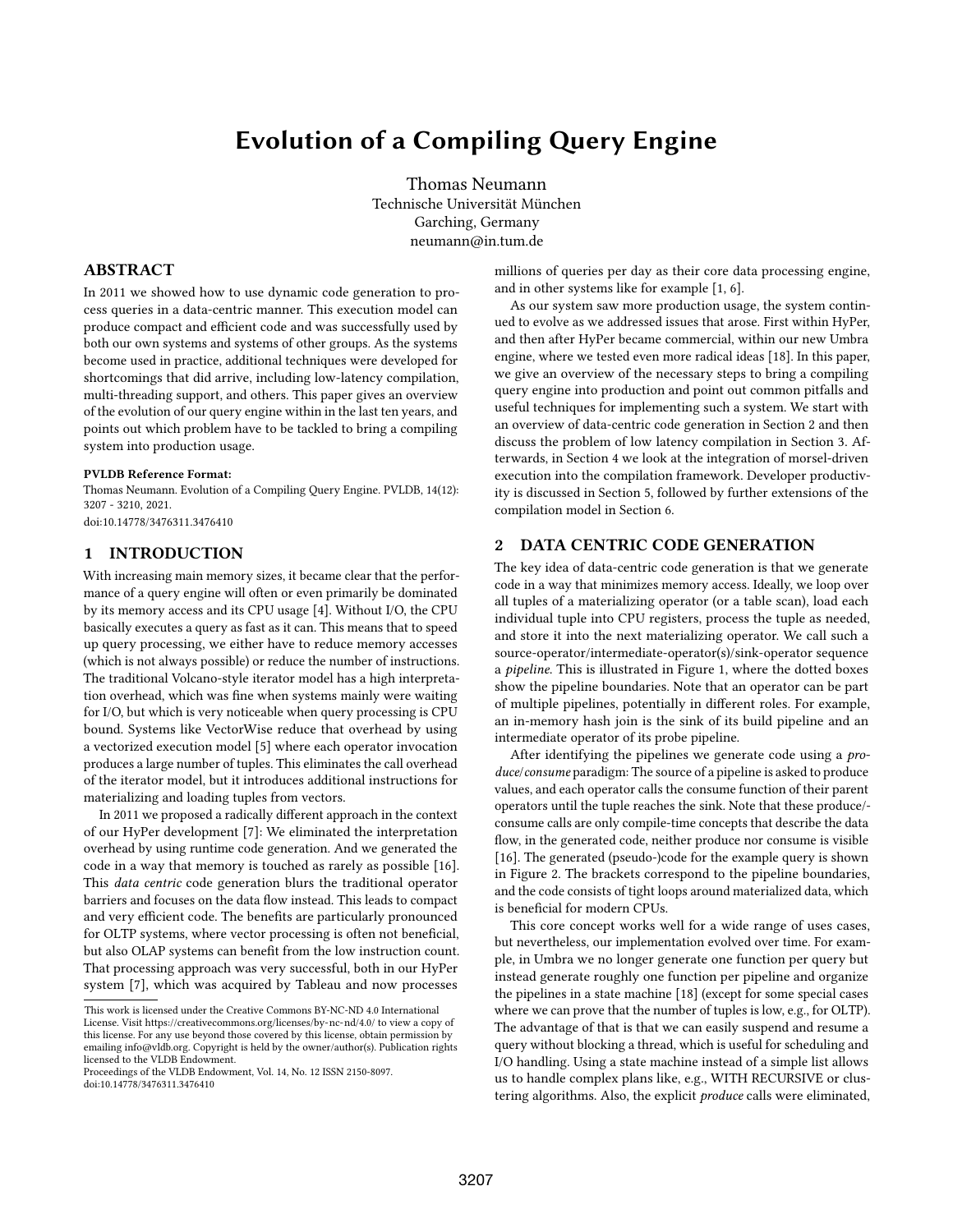# Evolution of a Compiling Query Engine

Thomas Neumann
Technische Universität München
Garching, Germany
neumann@in.tum.de

## ABSTRACT

In 2011 we showed how to use dynamic code generation to process queries in a data-centric manner. This execution model can produce compact and efficient code and was successfully used by both our own systems and systems of other groups. As the systems become used in practice, additional techniques were developed for shortcomings that did arrive, including low-latency compilation, multi-threading support, and others. This paper gives an overview of the evolution of our query engine within in the last ten years, and points out which problem have to be tackled to bring a compiling system into production usage.

**PVLDB Reference Format:**
Thomas Neumann. Evolution of a Compiling Query Engine. PVLDB, 14(12): 3207 - 3210, 2021.
doi:10.14778/3476311.3476410

## 1 INTRODUCTION

With increasing main memory sizes, it became clear that the performance of a query engine will often or even primarily be dominated by its memory access and its CPU usage [4]. Without I/O, the CPU basically executes a query as fast as it can. This means that to speed up query processing, we either have to reduce memory accesses (which is not always possible) or reduce the number of instructions. The traditional Volcano-style iterator model has a high interpretation overhead, which was fine when systems mainly were waiting for I/O, but which is very noticeable when query processing is CPU bound. Systems like VectorWise reduce that overhead by using a vectorized execution model [5] where each operator invocation produces a large number of tuples. This eliminates the call overhead of the iterator model, but it introduces additional instructions for materializing and loading tuples from vectors.

In 2011 we proposed a radically different approach in the context of our HyPer development [7]: We eliminated the interpretation overhead by using runtime code generation. And we generated the code in a way that memory is touched as rarely as possible [16]. This *data centric* code generation blurs the traditional operator barriers and focuses on the data flow instead. This leads to compact and very efficient code. The benefits are particularly pronounced for OLTP systems, where vector processing is often not beneficial, but also OLAP systems can benefit from the low instruction count. That processing approach was very successful, both in our HyPer system [7], which was acquired by Tableau and now processes millions of queries per day as their core data processing engine, and in other systems like for example [1, 6].

As our system saw more production usage, the system continued to evolve as we addressed issues that arose. First within HyPer, and then after HyPer became commercial, within our new Umbra engine, where we tested even more radical ideas [18]. In this paper, we give an overview of the necessary steps to bring a compiling query engine into production and point out common pitfalls and useful techniques for implementing such a system. We start with an overview of data-centric code generation in Section 2 and then discuss the problem of low latency compilation in Section 3. Afterwards, in Section 4 we look at the integration of morsel-driven execution into the compilation framework. Developer productivity is discussed in Section 5, followed by further extensions of the compilation model in Section 6.

## 2 DATA CENTRIC CODE GENERATION

The key idea of data-centric code generation is that we generate code in a way that minimizes memory access. Ideally, we loop over all tuples of a materializing operator (or a table scan), load each individual tuple into CPU registers, process the tuple as needed, and store it into the next materializing operator. We call such a source-operator/intermediate-operator(s)/sink-operator sequence a *pipeline*. This is illustrated in Figure 1, where the dotted boxes show the pipeline boundaries. Note that an operator can be part of multiple pipelines, potentially in different roles. For example, an in-memory hash join is the sink of its build pipeline and an intermediate operator of its probe pipeline.

After identifying the pipelines we generate code using a *produce/consume* paradigm: The source of a pipeline is asked to produce values, and each operator calls the consume function of their parent operators until the tuple reaches the sink. Note that these produce/consume calls are only compile-time concepts that describe the data flow, in the generated code, neither produce nor consume is visible [16]. The generated (pseudo-)code for the example query is shown in Figure 2. The brackets correspond to the pipeline boundaries, and the code consists of tight loops around materialized data, which is beneficial for modern CPUs.

This core concept works well for a wide range of uses cases, but nevertheless, our implementation evolved over time. For example, in Umbra we no longer generate one function per query but instead generate roughly one function per pipeline and organize the pipelines in a state machine [18] (except for some special cases where we can prove that the number of tuples is low, e.g., for OLTP). The advantage of that is that we can easily suspend and resume a query without blocking a thread, which is useful for scheduling and I/O handling. Using a state machine instead of a simple list allows us to handle complex plans like, e.g., WITH RECURSIVE or clustering algorithms. Also, the explicit *produce* calls were eliminated,

This work is licensed under the Creative Commons BY-NC-ND 4.0 International License. Visit https://creativecommons.org/licenses/by-nc-nd/4.0/ to view a copy of this license. For any use beyond those covered by this license, obtain permission by emailing info@vldb.org. Copyright is held by the owner/author(s). Publication rights licensed to the VLDB Endowment.
Proceedings of the VLDB Endowment, Vol. 14, No. 12 ISSN 2150-8097.
doi:10.14778/3476311.3476410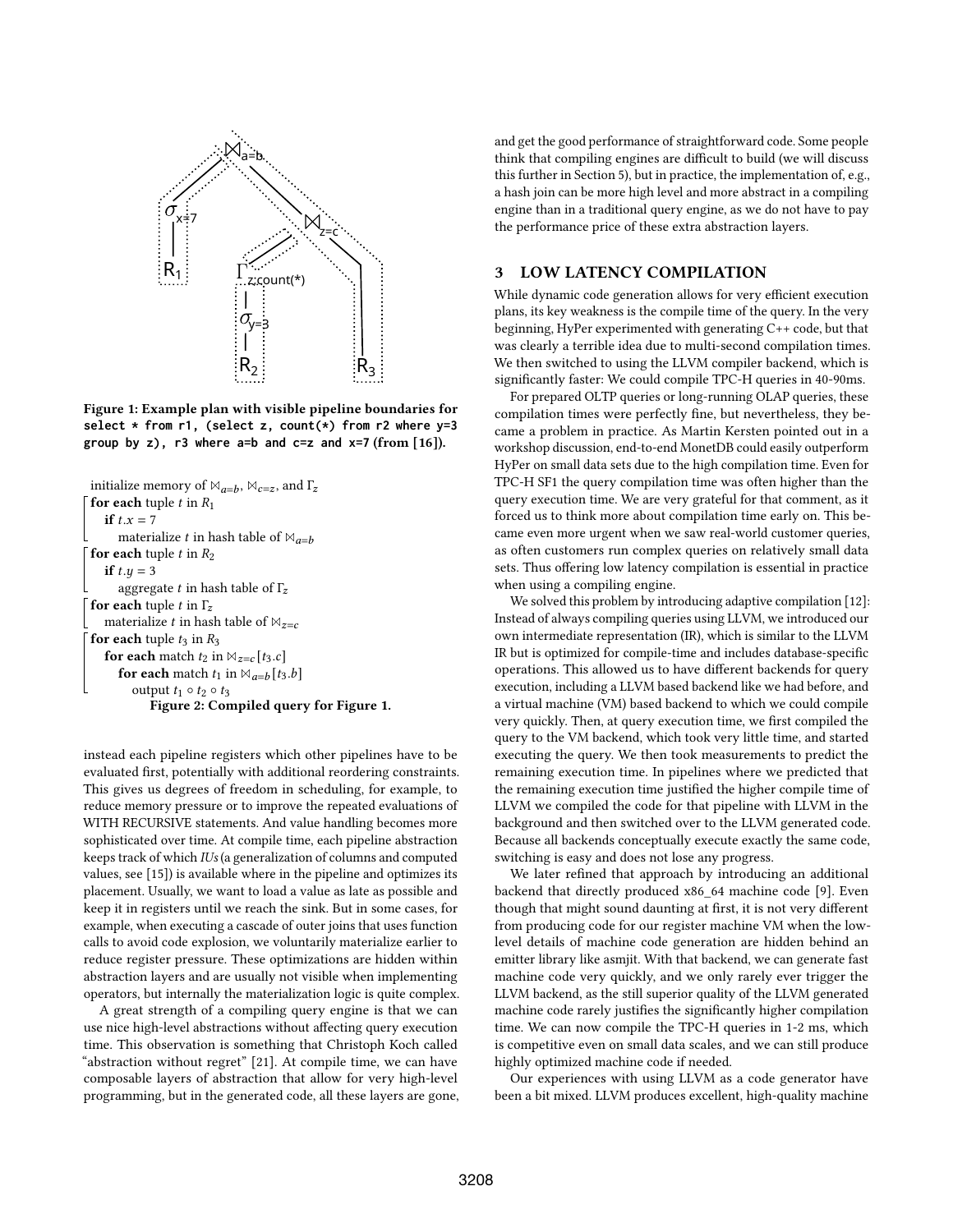Figure 1: Example plan with visible pipeline boundaries for `select * from r1, (select z, count(*) from r2 where y=3 group by z), r3 where a=b and c=z and x=7` (from [16]).

initialize memory of $\bowtie_{a=b}$, $\bowtie_{c=z}$, and $\Gamma_z$

**for each** tuple $t$ in $R_1$
  **if** $t.x = 7$
    materialize $t$ in hash table of $\bowtie_{a=b}$

**for each** tuple $t$ in $R_2$
  **if** $t.y = 3$
    aggregate $t$ in hash table of $\Gamma_z$

**for each** tuple $t$ in $\Gamma_z$
  materialize $t$ in hash table of $\bowtie_{z=c}$

**for each** tuple $t_3$ in $R_3$
  **for each** match $t_2$ in $\bowtie_{z=c}[t_3.c]$
    **for each** match $t_1$ in $\bowtie_{a=b}[t_3.b]$
      output $t_1 \circ t_2 \circ t_3$

**Figure 2: Compiled query for Figure 1.**

instead each pipeline registers which other pipelines have to be evaluated first, potentially with additional reordering constraints. This gives us degrees of freedom in scheduling, for example, to reduce memory pressure or to improve the repeated evaluations of WITH RECURSIVE statements. And value handling becomes more sophisticated over time. At compile time, each pipeline abstraction keeps track of which *IUs* (a generalization of columns and computed values, see [15]) is available where in the pipeline and optimizes its placement. Usually, we want to load a value as late as possible and keep it in registers until we reach the sink. But in some cases, for example, when executing a cascade of outer joins that uses function calls to avoid code explosion, we voluntarily materialize earlier to reduce register pressure. These optimizations are hidden within abstraction layers and are usually not visible when implementing operators, but internally the materialization logic is quite complex.

A great strength of a compiling query engine is that we can use nice high-level abstractions without affecting query execution time. This observation is something that Christoph Koch called "abstraction without regret" [21]. At compile time, we can have composable layers of abstraction that allow for very high-level programming, but in the generated code, all these layers are gone, and get the good performance of straightforward code. Some people think that compiling engines are difficult to build (we will discuss this further in Section 5), but in practice, the implementation of, e.g., a hash join can be more high level and more abstract in a compiling engine than in a traditional query engine, as we do not have to pay the performance price of these extra abstraction layers.

## 3 LOW LATENCY COMPILATION

While dynamic code generation allows for very efficient execution plans, its key weakness is the compile time of the query. In the very beginning, HyPer experimented with generating C++ code, but that was clearly a terrible idea due to multi-second compilation times. We then switched to using the LLVM compiler backend, which is significantly faster: We could compile TPC-H queries in 40-90ms.

For prepared OLTP queries or long-running OLAP queries, these compilation times were perfectly fine, but nevertheless, they became a problem in practice. As Martin Kersten pointed out in a workshop discussion, end-to-end MonetDB could easily outperform HyPer on small data sets due to the high compilation time. Even for TPC-H SF1 the query compilation time was often higher than the query execution time. We are very grateful for that comment, as it forced us to think more about compilation time early on. This became even more urgent when we saw real-world customer queries, as often customers run complex queries on relatively small data sets. Thus offering low latency compilation is essential in practice when using a compiling engine.

We solved this problem by introducing adaptive compilation [12]: Instead of always compiling queries using LLVM, we introduced our own intermediate representation (IR), which is similar to the LLVM IR but is optimized for compile-time and includes database-specific operations. This allowed us to have different backends for query execution, including a LLVM based backend like we had before, and a virtual machine (VM) based backend to which we could compile very quickly. Then, at query execution time, we first compiled the query to the VM backend, which took very little time, and started executing the query. We then took measurements to predict the remaining execution time. In pipelines where we predicted that the remaining execution time justified the higher compile time of LLVM we compiled the code for that pipeline with LLVM in the background and then switched over to the LLVM generated code. Because all backends conceptually execute exactly the same code, switching is easy and does not lose any progress.

We later refined that approach by introducing an additional backend that directly produced x86_64 machine code [9]. Even though that might sound daunting at first, it is not very different from producing code for our register machine VM when the low-level details of machine code generation are hidden behind an emitter library like asmjit. With that backend, we can generate fast machine code very quickly, and we only rarely ever trigger the LLVM backend, as the still superior quality of the LLVM generated machine code rarely justifies the significantly higher compilation time. We can now compile the TPC-H queries in 1-2 ms, which is competitive even on small data scales, and we can still produce highly optimized machine code if needed.

Our experiences with using LLVM as a code generator have been a bit mixed. LLVM produces excellent, high-quality machine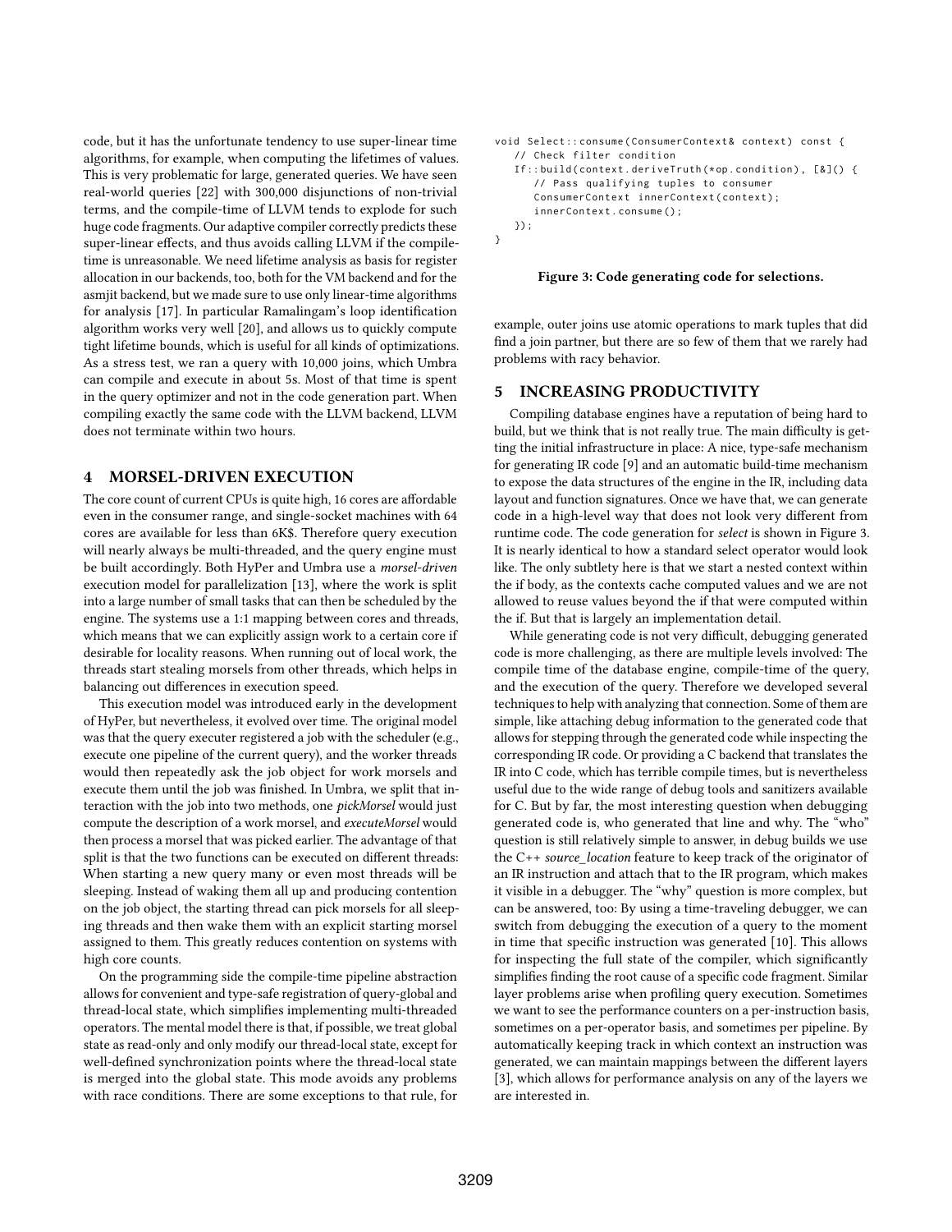code, but it has the unfortunate tendency to use super-linear time algorithms, for example, when computing the lifetimes of values. This is very problematic for large, generated queries. We have seen real-world queries [22] with 300,000 disjunctions of non-trivial terms, and the compile-time of LLVM tends to explode for such huge code fragments. Our adaptive compiler correctly predicts these super-linear effects, and thus avoids calling LLVM if the compile-time is unreasonable. We need lifetime analysis as basis for register allocation in our backends, too, both for the VM backend and for the asmjit backend, but we made sure to use only linear-time algorithms for analysis [17]. In particular Ramalingam's loop identification algorithm works very well [20], and allows us to quickly compute tight lifetime bounds, which is useful for all kinds of optimizations. As a stress test, we ran a query with 10,000 joins, which Umbra can compile and execute in about 5s. Most of that time is spent in the query optimizer and not in the code generation part. When compiling exactly the same code with the LLVM backend, LLVM does not terminate within two hours.

## 4 MORSEL-DRIVEN EXECUTION

The core count of current CPUs is quite high, 16 cores are affordable even in the consumer range, and single-socket machines with 64 cores are available for less than 6K$. Therefore query execution will nearly always be multi-threaded, and the query engine must be built accordingly. Both HyPer and Umbra use a *morsel-driven* execution model for parallelization [13], where the work is split into a large number of small tasks that can then be scheduled by the engine. The systems use a 1:1 mapping between cores and threads, which means that we can explicitly assign work to a certain core if desirable for locality reasons. When running out of local work, the threads start stealing morsels from other threads, which helps in balancing out differences in execution speed.

This execution model was introduced early in the development of HyPer, but nevertheless, it evolved over time. The original model was that the query executer registered a job with the scheduler (e.g., execute one pipeline of the current query), and the worker threads would then repeatedly ask the job object for work morsels and execute them until the job was finished. In Umbra, we split that interaction with the job into two methods, one *pickMorsel* would just compute the description of a work morsel, and *executeMorsel* would then process a morsel that was picked earlier. The advantage of that split is that the two functions can be executed on different threads: When starting a new query many or even most threads will be sleeping. Instead of waking them all up and producing contention on the job object, the starting thread can pick morsels for all sleeping threads and then wake them with an explicit starting morsel assigned to them. This greatly reduces contention on systems with high core counts.

On the programming side the compile-time pipeline abstraction allows for convenient and type-safe registration of query-global and thread-local state, which simplifies implementing multi-threaded operators. The mental model there is that, if possible, we treat global state as read-only and only modify our thread-local state, except for well-defined synchronization points where the thread-local state is merged into the global state. This mode avoids any problems with race conditions. There are some exceptions to that rule, for example, outer joins use atomic operations to mark tuples that did find a join partner, but there are so few of them that we rarely had problems with racy behavior.

```
void Select::consume(ConsumerContext& context) const {
   // Check filter condition
   If::build(context.deriveTruth(*op.condition), [&]() {
      // Pass qualifying tuples to consumer
      ConsumerContext innerContext(context);
      innerContext.consume();
   });
}
```

**Figure 3: Code generating code for selections.**

## 5 INCREASING PRODUCTIVITY

Compiling database engines have a reputation of being hard to build, but we think that is not really true. The main difficulty is getting the initial infrastructure in place: A nice, type-safe mechanism for generating IR code [9] and an automatic build-time mechanism to expose the data structures of the engine in the IR, including data layout and function signatures. Once we have that, we can generate code in a high-level way that does not look very different from runtime code. The code generation for *select* is shown in Figure 3. It is nearly identical to how a standard select operator would look like. The only subtlety here is that we start a nested context within the if body, as the contexts cache computed values and we are not allowed to reuse values beyond the if that were computed within the if. But that is largely an implementation detail.

While generating code is not very difficult, debugging generated code is more challenging, as there are multiple levels involved: The compile time of the database engine, compile-time of the query, and the execution of the query. Therefore we developed several techniques to help with analyzing that connection. Some of them are simple, like attaching debug information to the generated code that allows for stepping through the generated code while inspecting the corresponding IR code. Or providing a C backend that translates the IR into C code, which has terrible compile times, but is nevertheless useful due to the wide range of debug tools and sanitizers available for C. But by far, the most interesting question when debugging generated code is, who generated that line and why. The "who" question is still relatively simple to answer, in debug builds we use the C++ *source_location* feature to keep track of the originator of an IR instruction and attach that to the IR program, which makes it visible in a debugger. The "why" question is more complex, but can be answered, too: By using a time-traveling debugger, we can switch from debugging the execution of a query to the moment in time that specific instruction was generated [10]. This allows for inspecting the full state of the compiler, which significantly simplifies finding the root cause of a specific code fragment. Similar layer problems arise when profiling query execution. Sometimes we want to see the performance counters on a per-instruction basis, sometimes on a per-operator basis, and sometimes per pipeline. By automatically keeping track in which context an instruction was generated, we can maintain mappings between the different layers [3], which allows for performance analysis on any of the layers we are interested in.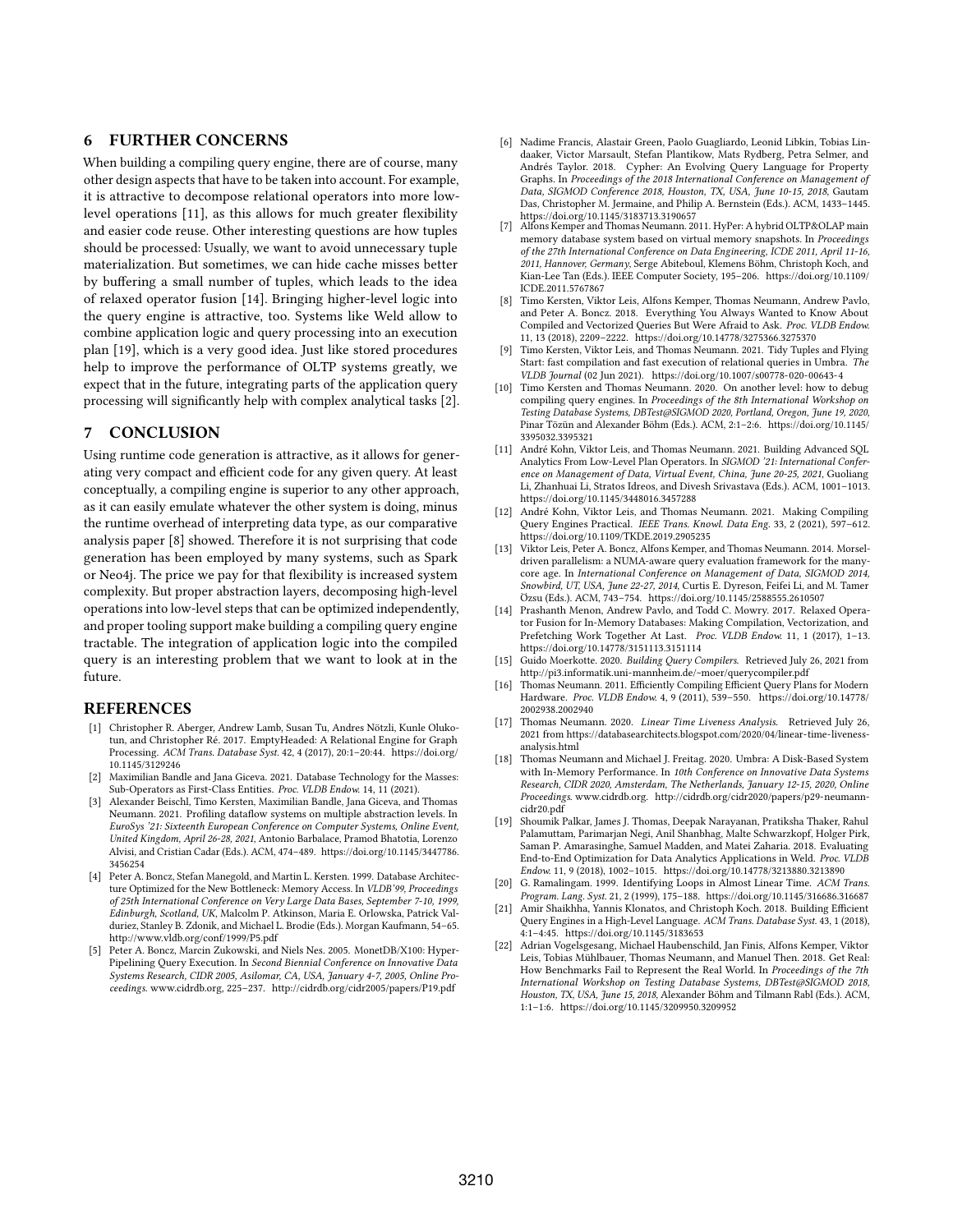## 6 FURTHER CONCERNS

When building a compiling query engine, there are of course, many other design aspects that have to be taken into account. For example, it is attractive to decompose relational operators into more low-level operations [11], as this allows for much greater flexibility and easier code reuse. Other interesting questions are how tuples should be processed: Usually, we want to avoid unnecessary tuple materialization. But sometimes, we can hide cache misses better by buffering a small number of tuples, which leads to the idea of relaxed operator fusion [14]. Bringing higher-level logic into the query engine is attractive, too. Systems like Weld allow to combine application logic and query processing into an execution plan [19], which is a very good idea. Just like stored procedures help to improve the performance of OLTP systems greatly, we expect that in the future, integrating parts of the application query processing will significantly help with complex analytical tasks [2].

## 7 CONCLUSION

Using runtime code generation is attractive, as it allows for generating very compact and efficient code for any given query. At least conceptually, a compiling engine is superior to any other approach, as it can easily emulate whatever the other system is doing, minus the runtime overhead of interpreting data type, as our comparative analysis paper [8] showed. Therefore it is not surprising that code generation has been employed by many systems, such as Spark or Neo4j. The price we pay for that flexibility is increased system complexity. But proper abstraction layers, decomposing high-level operations into low-level steps that can be optimized independently, and proper tooling support make building a compiling query engine tractable. The integration of application logic into the compiled query is an interesting problem that we want to look at in the future.

## REFERENCES

- [1] Christopher R. Aberger, Andrew Lamb, Susan Tu, Andres Nötzli, Kunle Olukotun, and Christopher Ré. 2017. EmptyHeaded: A Relational Engine for Graph Processing. *ACM Trans. Database Syst.* 42, 4 (2017), 20:1–20:44. https://doi.org/10.1145/3129246
- [2] Maximilian Bandle and Jana Giceva. 2021. Database Technology for the Masses: Sub-Operators as First-Class Entities. *Proc. VLDB Endow.* 14, 11 (2021).
- [3] Alexander Beischl, Timo Kersten, Maximilian Bandle, Jana Giceva, and Thomas Neumann. 2021. Profiling dataflow systems on multiple abstraction levels. In *EuroSys '21: Sixteenth European Conference on Computer Systems, Online Event, United Kingdom, April 26-28, 2021*, Antonio Barbalace, Pramod Bhatotia, Lorenzo Alvisi, and Cristian Cadar (Eds.). ACM, 474–489. https://doi.org/10.1145/3447786.3456254
- [4] Peter A. Boncz, Stefan Manegold, and Martin L. Kersten. 1999. Database Architecture Optimized for the New Bottleneck: Memory Access. In *VLDB'99, Proceedings of 25th International Conference on Very Large Data Bases, September 7-10, 1999, Edinburgh, Scotland, UK*, Malcolm P. Atkinson, Maria E. Orlowska, Patrick Valduriez, Stanley B. Zdonik, and Michael L. Brodie (Eds.). Morgan Kaufmann, 54–65. http://www.vldb.org/conf/1999/P5.pdf
- [5] Peter A. Boncz, Marcin Zukowski, and Niels Nes. 2005. MonetDB/X100: Hyper-Pipelining Query Execution. In *Second Biennial Conference on Innovative Data Systems Research, CIDR 2005, Asilomar, CA, USA, January 4-7, 2005, Online Proceedings*. www.cidrdb.org, 225–237. http://cidrdb.org/cidr2005/papers/P19.pdf
- [6] Nadime Francis, Alastair Green, Paolo Guagliardo, Leonid Libkin, Tobias Lindaaker, Victor Marsault, Stefan Plantikow, Mats Rydberg, Petra Selmer, and Andrés Taylor. 2018. Cypher: An Evolving Query Language for Property Graphs. In *Proceedings of the 2018 International Conference on Management of Data, SIGMOD Conference 2018, Houston, TX, USA, June 10-15, 2018*, Gautam Das, Christopher M. Jermaine, and Philip A. Bernstein (Eds.). ACM, 1433–1445. https://doi.org/10.1145/3183713.3190657
- [7] Alfons Kemper and Thomas Neumann. 2011. HyPer: A hybrid OLTP&OLAP main memory database system based on virtual memory snapshots. In *Proceedings of the 27th International Conference on Data Engineering, ICDE 2011, April 11-16, 2011, Hannover, Germany*, Serge Abiteboul, Klemens Böhm, Christoph Koch, and Kian-Lee Tan (Eds.). IEEE Computer Society, 195–206. https://doi.org/10.1109/ICDE.2011.5767867
- [8] Timo Kersten, Viktor Leis, Alfons Kemper, Thomas Neumann, Andrew Pavlo, and Peter A. Boncz. 2018. Everything You Always Wanted to Know About Compiled and Vectorized Queries But Were Afraid to Ask. *Proc. VLDB Endow.* 11, 13 (2018), 2209–2222. https://doi.org/10.14778/3275366.3275370
- [9] Timo Kersten, Viktor Leis, and Thomas Neumann. 2021. Tidy Tuples and Flying Start: fast compilation and fast execution of relational queries in Umbra. *The VLDB Journal* (02 Jun 2021). https://doi.org/10.1007/s00778-020-00643-4
- [10] Timo Kersten and Thomas Neumann. 2020. On another level: how to debug compiling query engines. In *Proceedings of the 8th International Workshop on Testing Database Systems, DBTest@SIGMOD 2020, Portland, Oregon, June 19, 2020*, Pinar Tözün and Alexander Böhm (Eds.). ACM, 2:1–2:6. https://doi.org/10.1145/3395032.3395321
- [11] André Kohn, Viktor Leis, and Thomas Neumann. 2021. Building Advanced SQL Analytics From Low-Level Plan Operators. In *SIGMOD '21: International Conference on Management of Data, Virtual Event, China, June 20-25, 2021*, Guoliang Li, Zhanhuai Li, Stratos Idreos, and Divesh Srivastava (Eds.). ACM, 1001–1013. https://doi.org/10.1145/3448016.3457288
- [12] André Kohn, Viktor Leis, and Thomas Neumann. 2021. Making Compiling Query Engines Practical. *IEEE Trans. Knowl. Data Eng.* 33, 2 (2021), 597–612. https://doi.org/10.1109/TKDE.2019.2905235
- [13] Viktor Leis, Peter A. Boncz, Alfons Kemper, and Thomas Neumann. 2014. Morsel-driven parallelism: a NUMA-aware query evaluation framework for the many-core age. In *International Conference on Management of Data, SIGMOD 2014, Snowbird, UT, USA, June 22-27, 2014*, Curtis E. Dyreson, Feifei Li, and M. Tamer Özsu (Eds.). ACM, 743–754. https://doi.org/10.1145/2588555.2610507
- [14] Prashanth Menon, Andrew Pavlo, and Todd C. Mowry. 2017. Relaxed Operator Fusion for In-Memory Databases: Making Compilation, Vectorization, and Prefetching Work Together At Last. *Proc. VLDB Endow.* 11, 1 (2017), 1–13. https://doi.org/10.14778/3151113.3151114
- [15] Guido Moerkotte. 2020. *Building Query Compilers.* Retrieved July 26, 2021 from http://pi3.informatik.uni-mannheim.de/~moer/querycompiler.pdf
- [16] Thomas Neumann. 2011. Efficiently Compiling Efficient Query Plans for Modern Hardware. *Proc. VLDB Endow.* 4, 9 (2011), 539–550. https://doi.org/10.14778/2002938.2002940
- [17] Thomas Neumann. 2020. *Linear Time Liveness Analysis.* Retrieved July 26, 2021 from https://databasearchitects.blogspot.com/2020/04/linear-time-liveness-analysis.html
- [18] Thomas Neumann and Michael J. Freitag. 2020. Umbra: A Disk-Based System with In-Memory Performance. In *10th Conference on Innovative Data Systems Research, CIDR 2020, Amsterdam, The Netherlands, January 12-15, 2020, Online Proceedings*. www.cidrdb.org. http://cidrdb.org/cidr2020/papers/p29-neumann-cidr20.pdf
- [19] Shoumik Palkar, James J. Thomas, Deepak Narayanan, Pratiksha Thaker, Rahul Palamuttam, Parimarjan Negi, Anil Shanbhag, Malte Schwarzkopf, Holger Pirk, Saman P. Amarasinghe, Samuel Madden, and Matei Zaharia. 2018. Evaluating End-to-End Optimization for Data Analytics Applications in Weld. *Proc. VLDB Endow.* 11, 9 (2018), 1002–1015. https://doi.org/10.14778/3213880.3213890
- [20] G. Ramalingam. 1999. Identifying Loops in Almost Linear Time. *ACM Trans. Program. Lang. Syst.* 21, 2 (1999), 175–188. https://doi.org/10.1145/316686.316687
- [21] Amir Shaikhha, Yannis Klonatos, and Christoph Koch. 2018. Building Efficient Query Engines in a High-Level Language. *ACM Trans. Database Syst.* 43, 1 (2018), 4:1–4:45. https://doi.org/10.1145/3183653
- [22] Adrian Vogelsgesang, Michael Haubenschild, Jan Finis, Alfons Kemper, Viktor Leis, Tobias Mühlbauer, Thomas Neumann, and Manuel Then. 2018. Get Real: How Benchmarks Fail to Represent the Real World. In *Proceedings of the 7th International Workshop on Testing Database Systems, DBTest@SIGMOD 2018, Houston, TX, USA, June 15, 2018*, Alexander Böhm and Tilmann Rabl (Eds.). ACM, 1:1–1:6. https://doi.org/10.1145/3209950.3209952